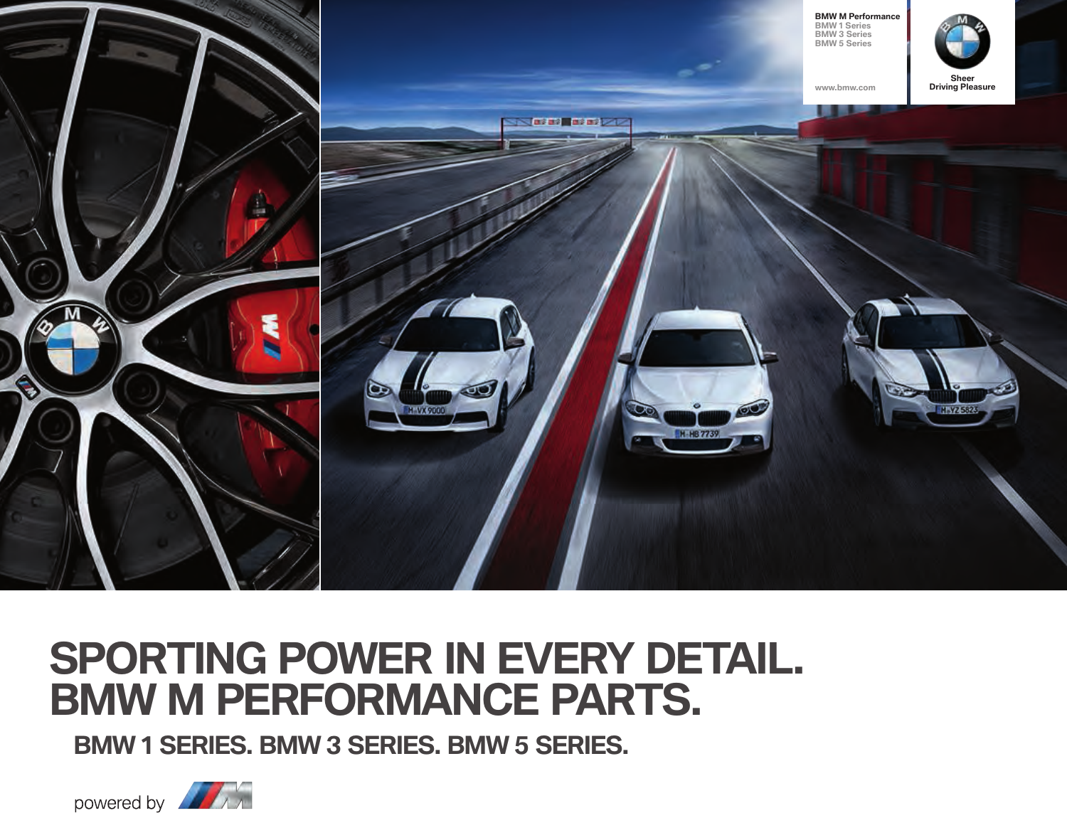BMW M Performance
BMW 1 Series
BMW 3 Series
BMW 5 Series

www.bmw.com

Sheer
Driving Pleasure

# SPORTING POWER IN EVERY DETAIL. BMW M PERFORMANCE PARTS.

## BMW 1 SERIES. BMW 3 SERIES. BMW 5 SERIES.

powered by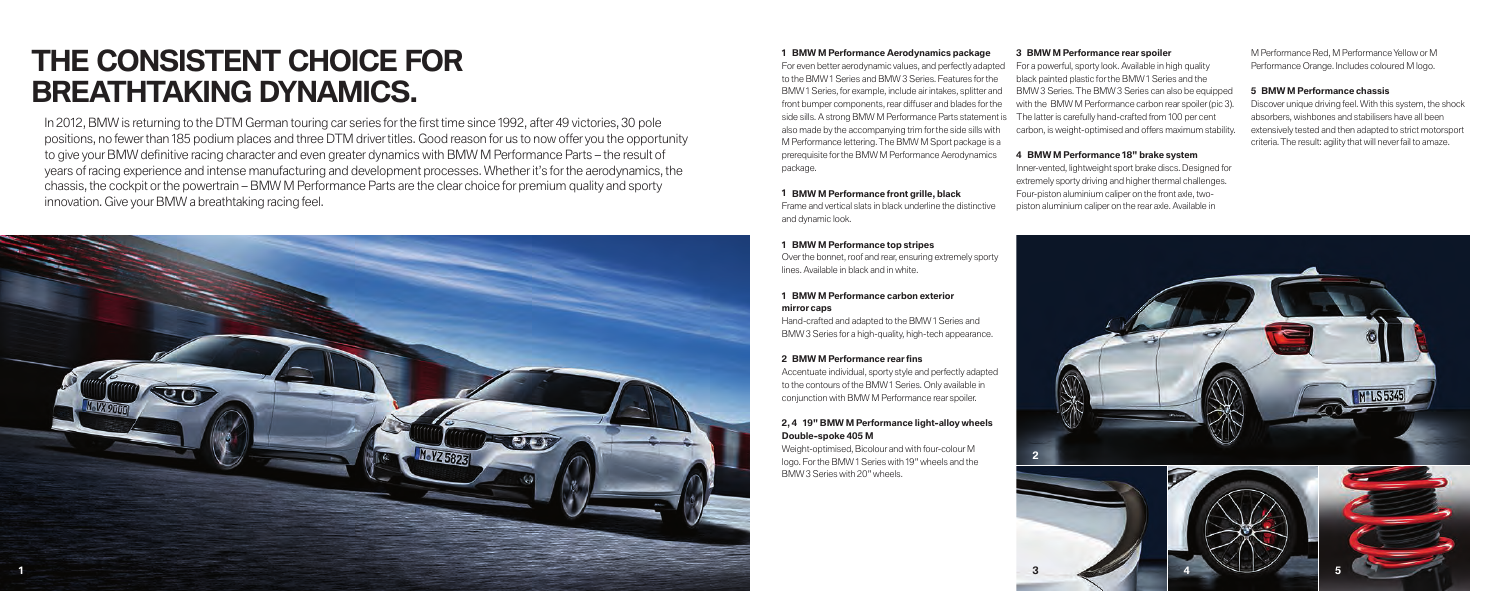# THE CONSISTENT CHOICE FOR BREATHTAKING DYNAMICS.

In 2012, BMW is returning to the DTM German touring car series for the first time since 1992, after 49 victories, 30 pole positions, no fewer than 185 podium places and three DTM driver titles. Good reason for us to now offer you the opportunity to give your BMW definitive racing character and even greater dynamics with BMW M Performance Parts – the result of years of racing experience and intense manufacturing and development processes. Whether it's for the aerodynamics, the chassis, the cockpit or the powertrain – BMW M Performance Parts are the clear choice for premium quality and sporty innovation. Give your BMW a breathtaking racing feel.

**1 BMW M Performance Aerodynamics package**

For even better aerodynamic values, and perfectly adapted to the BMW 1 Series and BMW 3 Series. Features for the BMW 1 Series, for example, include air intakes, splitter and front bumper components, rear diffuser and blades for the side sills. A strong BMW M Performance Parts statement is also made by the accompanying trim for the side sills with M Performance lettering. The BMW M Sport package is a prerequisite for the BMW M Performance Aerodynamics package.

**1 BMW M Performance front grille, black**

Frame and vertical slats in black underline the distinctive and dynamic look.

**1 BMW M Performance top stripes**

Over the bonnet, roof and rear, ensuring extremely sporty lines. Available in black and in white.

**1 BMW M Performance carbon exterior mirror caps**

Hand-crafted and adapted to the BMW 1 Series and BMW 3 Series for a high-quality, high-tech appearance.

**2 BMW M Performance rear fins**

Accentuate individual, sporty style and perfectly adapted to the contours of the BMW 1 Series. Only available in conjunction with BMW M Performance rear spoiler.

**2, 4 19" BMW M Performance light-alloy wheels Double-spoke 405 M**

Weight-optimised, Bicolour and with four-colour M logo. For the BMW 1 Series with 19" wheels and the BMW 3 Series with 20" wheels.

**3 BMW M Performance rear spoiler**

For a powerful, sporty look. Available in high quality black painted plastic for the BMW 1 Series and the BMW 3 Series. The BMW 3 Series can also be equipped with the BMW M Performance carbon rear spoiler (pic 3). The latter is carefully hand-crafted from 100 per cent carbon, is weight-optimised and offers maximum stability.

**4 BMW M Performance 18" brake system**

Inner-vented, lightweight sport brake discs. Designed for extremely sporty driving and higher thermal challenges. Four-piston aluminium caliper on the front axle, two-piston aluminium caliper on the rear axle. Available in M Performance Red, M Performance Yellow or M Performance Orange. Includes coloured M logo.

**5 BMW M Performance chassis**

Discover unique driving feel. With this system, the shock absorbers, wishbones and stabilisers have all been extensively tested and then adapted to strict motorsport criteria. The result: agility that will never fail to amaze.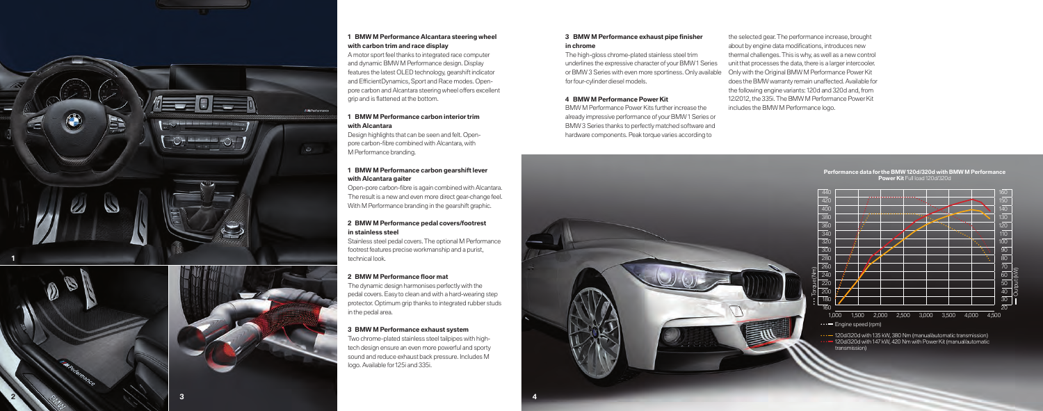### 1 BMW M Performance Alcantara steering wheel with carbon trim and race display

A motor sport feel thanks to integrated race computer and dynamic BMW M Performance design. Display features the latest OLED technology, gearshift indicator and EfficientDynamics, Sport and Race modes. Open-pore carbon and Alcantara steering wheel offers excellent grip and is flattened at the bottom.

### 1 BMW M Performance carbon interior trim with Alcantara

Design highlights that can be seen and felt. Open-pore carbon-fibre combined with Alcantara, with M Performance branding.

### 1 BMW M Performance carbon gearshift lever with Alcantara gaiter

Open-pore carbon-fibre is again combined with Alcantara. The result is a new and even more direct gear-change feel. With M Performance branding in the gearshift graphic.

### 2 BMW M Performance pedal covers/footrest in stainless steel

Stainless steel pedal covers. The optional M Performance footrest features precise workmanship and a purist, technical look.

### 2 BMW M Performance floor mat

The dynamic design harmonises perfectly with the pedal covers. Easy to clean and with a hard-wearing step protector. Optimum grip thanks to integrated rubber studs in the pedal area.

### 3 BMW M Performance exhaust system

Two chrome-plated stainless steel tailpipes with high-tech design ensure an even more powerful and sporty sound and reduce exhaust back pressure. Includes M logo. Available for 125i and 335i.

### 3 BMW M Performance exhaust pipe finisher in chrome

The high-gloss chrome-plated stainless steel trim underlines the expressive character of your BMW 1 Series or BMW 3 Series with even more sportiness. Only available for four-cylinder diesel models.

### 4 BMW M Performance Power Kit

BMW M Performance Power Kits further increase the already impressive performance of your BMW 1 Series or BMW 3 Series thanks to perfectly matched software and hardware components. Peak torque varies according to the selected gear. The performance increase, brought about by engine data modifications, introduces new thermal challenges. This is why, as well as a new control unit that processes the data, there is a larger intercooler. Only with the Original BMW M Performance Power Kit does the BMW warranty remain unaffected. Available for the following engine variants: 120d and 320d and, from 12/2012, the 335i. The BMW M Performance Power Kit includes the BMW M Performance logo.

**Performance data for the BMW 120d/320d with BMW M Performance Power Kit** Full load 120d/320d

Torque (Nm) · Output (kW) · Engine speed (rpm)

120d/320d with 135 kW, 380 Nm (manual/automatic transmission)

120d/320d with 147 kW, 420 Nm with Power Kit (manual/automatic transmission)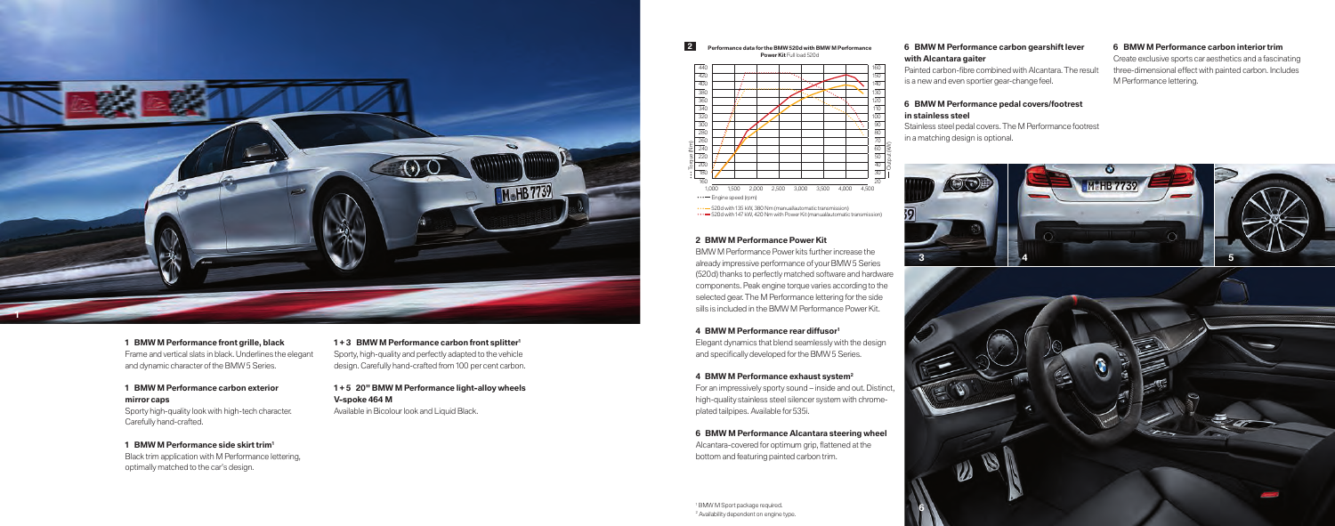## 1 BMW M Performance front grille, black

Frame and vertical slats in black. Underlines the elegant and dynamic character of the BMW 5 Series.

## 1 BMW M Performance carbon exterior mirror caps

Sporty high-quality look with high-tech character. Carefully hand-crafted.

## 1 BMW M Performance side skirt trim[1]

Black trim application with M Performance lettering, optimally matched to the car's design.

## 1 + 3 BMW M Performance carbon front splitter[1]

Sporty, high-quality and perfectly adapted to the vehicle design. Carefully hand-crafted from 100 per cent carbon.

## 1 + 5 20" BMW M Performance light-alloy wheels V-spoke 464 M

Available in Bicolour look and Liquid Black.

**2 Performance data for the BMW 520d with BMW M Performance Power Kit** Full load 520d

Torque (Nm) · Output (kW) · Engine speed (rpm)

520d with 135 kW, 380 Nm (manual/automatic transmission)
520d with 147 kW, 420 Nm with Power Kit (manual/automatic transmission)

## 2 BMW M Performance Power Kit

BMW M Performance Power kits further increase the already impressive performance of your BMW 5 Series (520d) thanks to perfectly matched software and hardware components. Peak engine torque varies according to the selected gear. The M Performance lettering for the side sills is included in the BMW M Performance Power Kit.

## 4 BMW M Performance rear diffusor[1]

Elegant dynamics that blend seamlessly with the design and specifically developed for the BMW 5 Series.

## 4 BMW M Performance exhaust system[2]

For an impressively sporty sound – inside and out. Distinct, high-quality stainless steel silencer system with chrome-plated tailpipes. Available for 535i.

## 6 BMW M Performance Alcantara steering wheel

Alcantara-covered for optimum grip, flattened at the bottom and featuring painted carbon trim.

[1] BMW M Sport package required.
[2] Availability dependent on engine type.

## 6 BMW M Performance carbon gearshift lever with Alcantara gaiter

Painted carbon-fibre combined with Alcantara. The result is a new and even sportier gear-change feel.

## 6 BMW M Performance pedal covers/footrest in stainless steel

Stainless steel pedal covers. The M Performance footrest in a matching design is optional.

## 6 BMW M Performance carbon interior trim

Create exclusive sports car aesthetics and a fascinating three-dimensional effect with painted carbon. Includes M Performance lettering.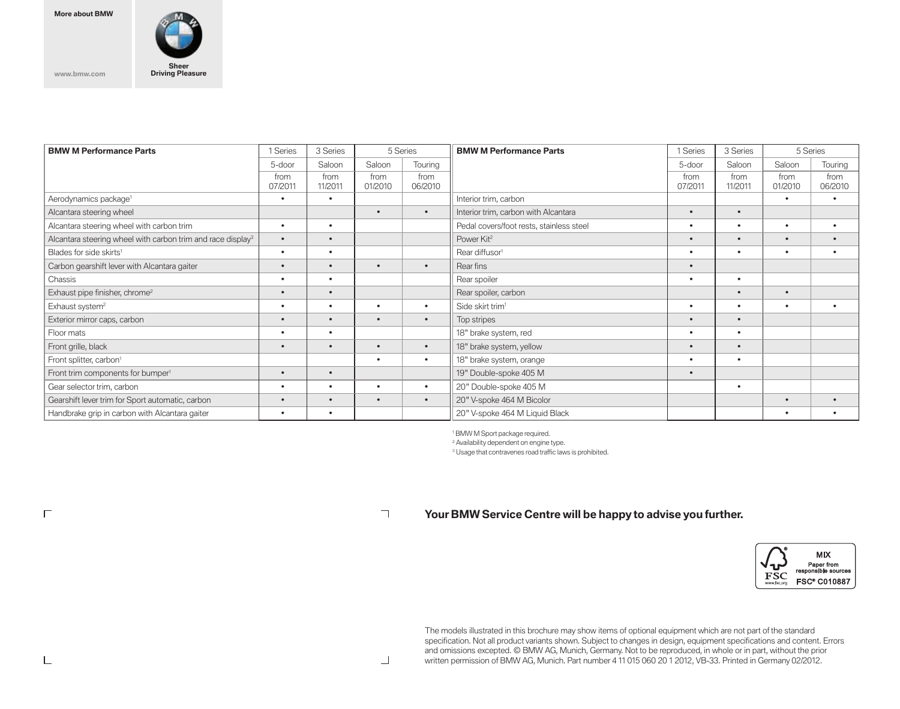More about BMW

www.bmw.com

Sheer Driving Pleasure

| BMW M Performance Parts | 1 Series | 3 Series | 5 Series | |
|---|---|---|---|---|
| | 5-door | Saloon | Saloon | Touring |
| | from 07/2011 | from 11/2011 | from 01/2010 | from 06/2010 |
| Aerodynamics package[1] | • | • | | |
| Alcantara steering wheel | | | • | • |
| Alcantara steering wheel with carbon trim | • | • | | |
| Alcantara steering wheel with carbon trim and race display[3] | • | • | | |
| Blades for side skirts[1] | • | • | | |
| Carbon gearshift lever with Alcantara gaiter | • | • | • | • |
| Chassis | • | • | | |
| Exhaust pipe finisher, chrome[2] | • | • | | |
| Exhaust system[2] | • | • | • | • |
| Exterior mirror caps, carbon | • | • | • | • |
| Floor mats | • | • | | |
| Front grille, black | • | • | • | • |
| Front splitter, carbon[1] | | | • | • |
| Front trim components for bumper[1] | • | • | | |
| Gear selector trim, carbon | • | • | • | • |
| Gearshift lever trim for Sport automatic, carbon | • | • | • | • |
| Handbrake grip in carbon with Alcantara gaiter | • | • | | |
| Interior trim, carbon | | | • | • |
| Interior trim, carbon with Alcantara | • | • | | |
| Pedal covers/foot rests, stainless steel | • | • | • | • |
| Power Kit[2] | • | • | • | • |
| Rear diffusor[1] | • | • | • | • |
| Rear fins | • | | | |
| Rear spoiler | • | • | | |
| Rear spoiler, carbon | | • | • | |
| Side skirt trim[1] | • | • | • | • |
| Top stripes | • | • | | |
| 18" brake system, red | • | • | | |
| 18" brake system, yellow | • | • | | |
| 18" brake system, orange | • | • | | |
| 19" Double-spoke 405 M | • | | | |
| 20" Double-spoke 405 M | | • | | |
| 20" V-spoke 464 M Bicolor | | | • | • |
| 20" V-spoke 464 M Liquid Black | | | • | • |

[1] BMW M Sport package required.
[2] Availability dependent on engine type.
[3] Usage that contravenes road traffic laws is prohibited.

**Your BMW Service Centre will be happy to advise you further.**

FSC MIX Paper from responsible sources FSC® C010887 www.fsc.org

The models illustrated in this brochure may show items of optional equipment which are not part of the standard specification. Not all product variants shown. Subject to changes in design, equipment specifications and content. Errors and omissions excepted. © BMW AG, Munich, Germany. Not to be reproduced, in whole or in part, without the prior written permission of BMW AG, Munich. Part number 4 11 015 060 20 1 2012, VB-33. Printed in Germany 02/2012.